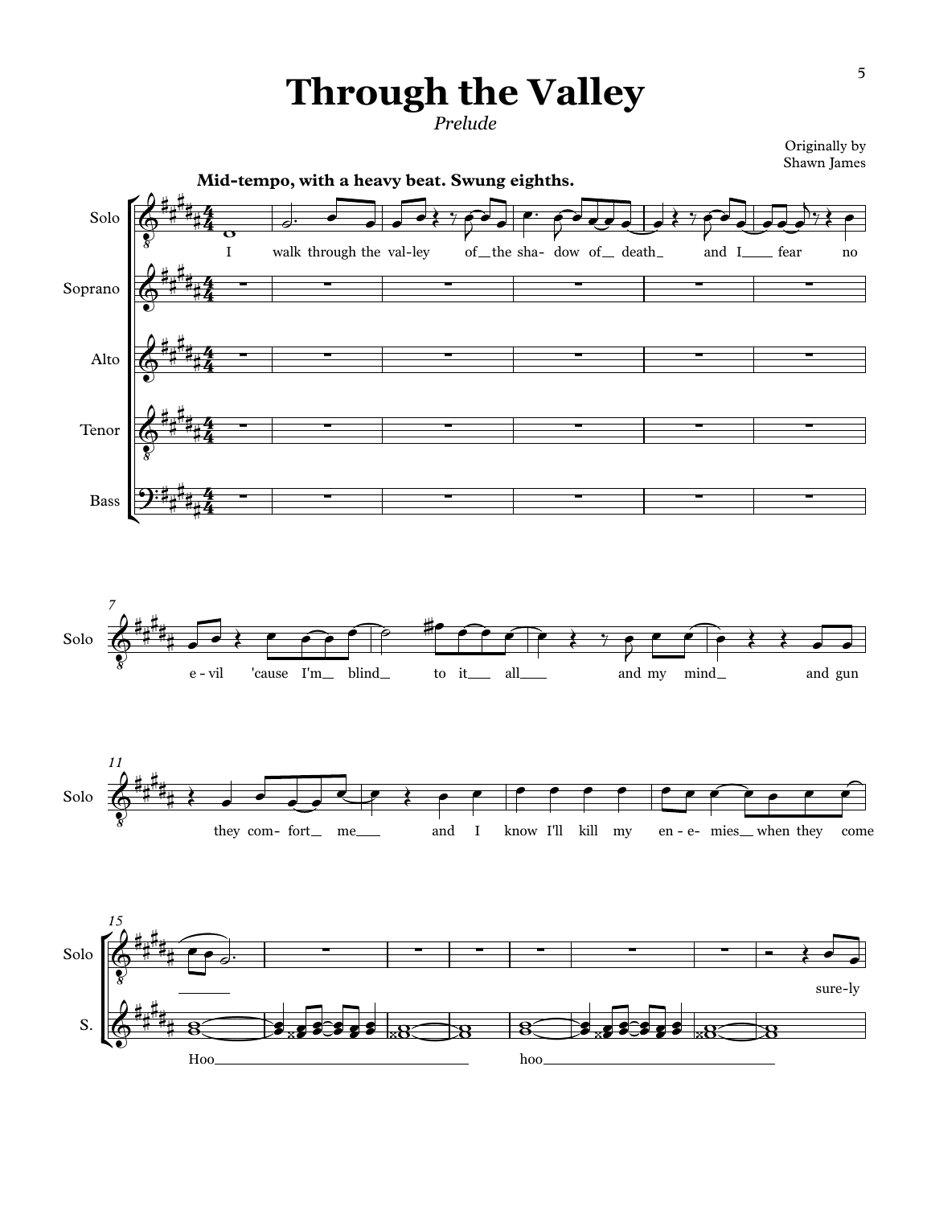# Through the Valley

*Prelude*

Originally by
Shawn James

**Mid-tempo, with a heavy beat. Swung eighths.**

Solo, Soprano, Alto, Tenor, Bass

I walk through the val-ley of the sha- dow of death and I fear no e-vil 'cause I'm blind to it all and my mind and gun they com- fort me and I know I'll kill my en-e- mies when they come

Hoo hoo

sure-ly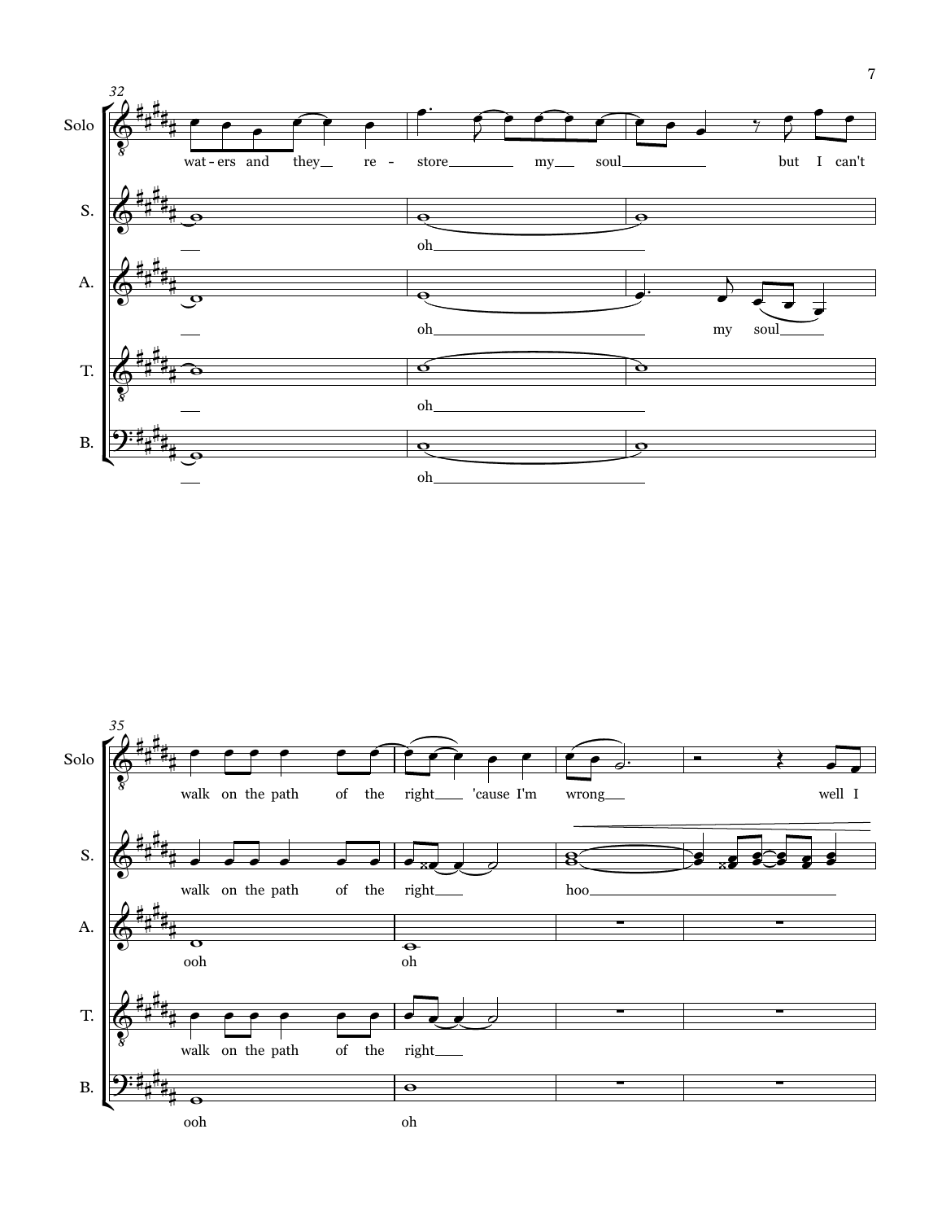32

Solo: wat - ers and they re - store my soul but I can't

S.: oh

A.: oh my soul

T.: oh

B.: oh

35

Solo: walk on the path of the right 'cause I'm wrong well I

S.: walk on the path of the right hoo

A.: ooh oh

T.: walk on the path of the right

B.: ooh oh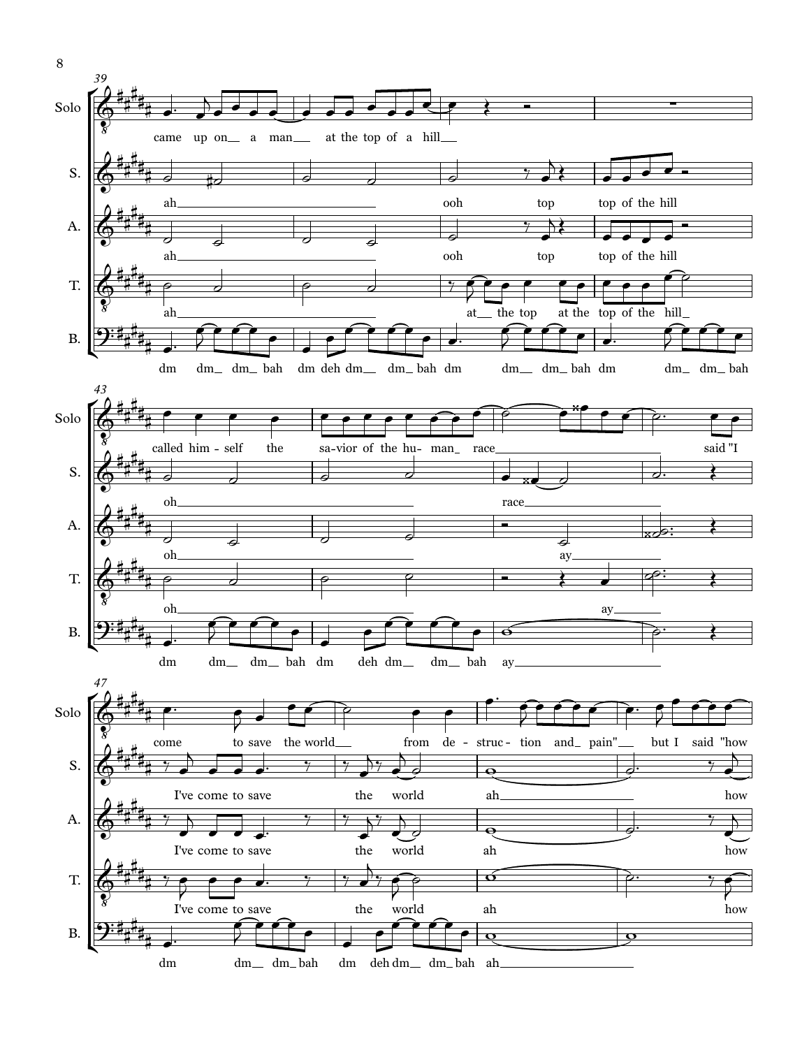**39**

Solo: came up on a man at the top of a hill

S.: ah ooh top top of the hill

A.: ah ooh top top of the hill

T.: ah at the top at the top of the hill

B.: dm dm dm bah dm deh dm dm bah dm dm dm bah dm dm dm bah

**43**

Solo: called him-self the sa-vior of the hu-man race said "I

S.: oh race

A.: oh ay

T.: oh ay

B.: dm dm dm bah dm deh dm dm bah ay

**47**

Solo: come to save the world from de-struc-tion and pain" but I said "how

S.: I've come to save the world ah how

A.: I've come to save the world ah how

T.: I've come to save the world ah how

B.: dm dm dm bah dm deh dm dm bah ah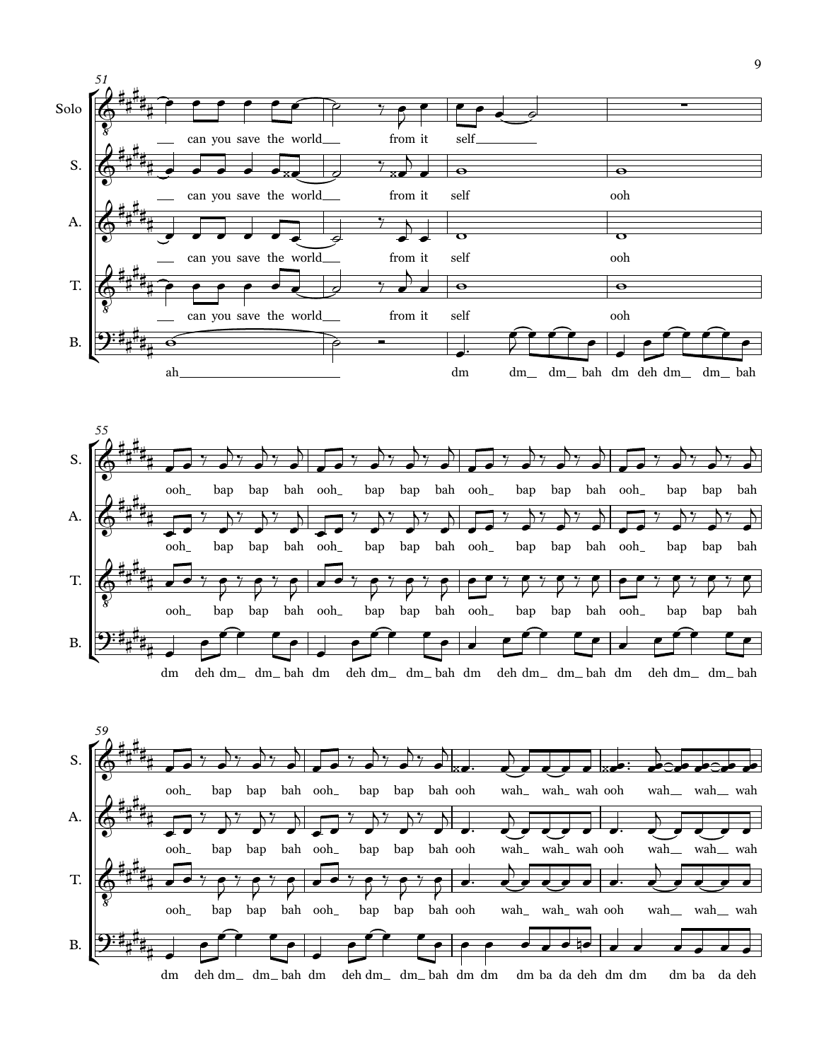51

**Solo:** can you save the world from it self

**S.:** can you save the world from it self ooh

**A.:** can you save the world from it self ooh

**T.:** can you save the world from it self ooh

**B.:** ah dm dm dm bah dm deh dm dm bah

55

**S.:** ooh bap bap bah ooh bap bap bah ooh bap bap bah ooh bap bap bah

**A.:** ooh bap bap bah ooh bap bap bah ooh bap bap bah ooh bap bap bah

**T.:** ooh bap bap bah ooh bap bap bah ooh bap bap bah ooh bap bap bah

**B.:** dm deh dm dm bah dm deh dm dm bah dm deh dm dm bah dm deh dm dm bah

59

**S.:** ooh bap bap bah ooh bap bap bah ooh wah wah wah ooh wah wah wah

**A.:** ooh bap bap bah ooh bap bap bah ooh wah wah wah ooh wah wah wah

**T.:** ooh bap bap bah ooh bap bap bah ooh wah wah wah ooh wah wah wah

**B.:** dm deh dm dm bah dm deh dm dm bah dm dm dm ba da deh dm dm dm ba da deh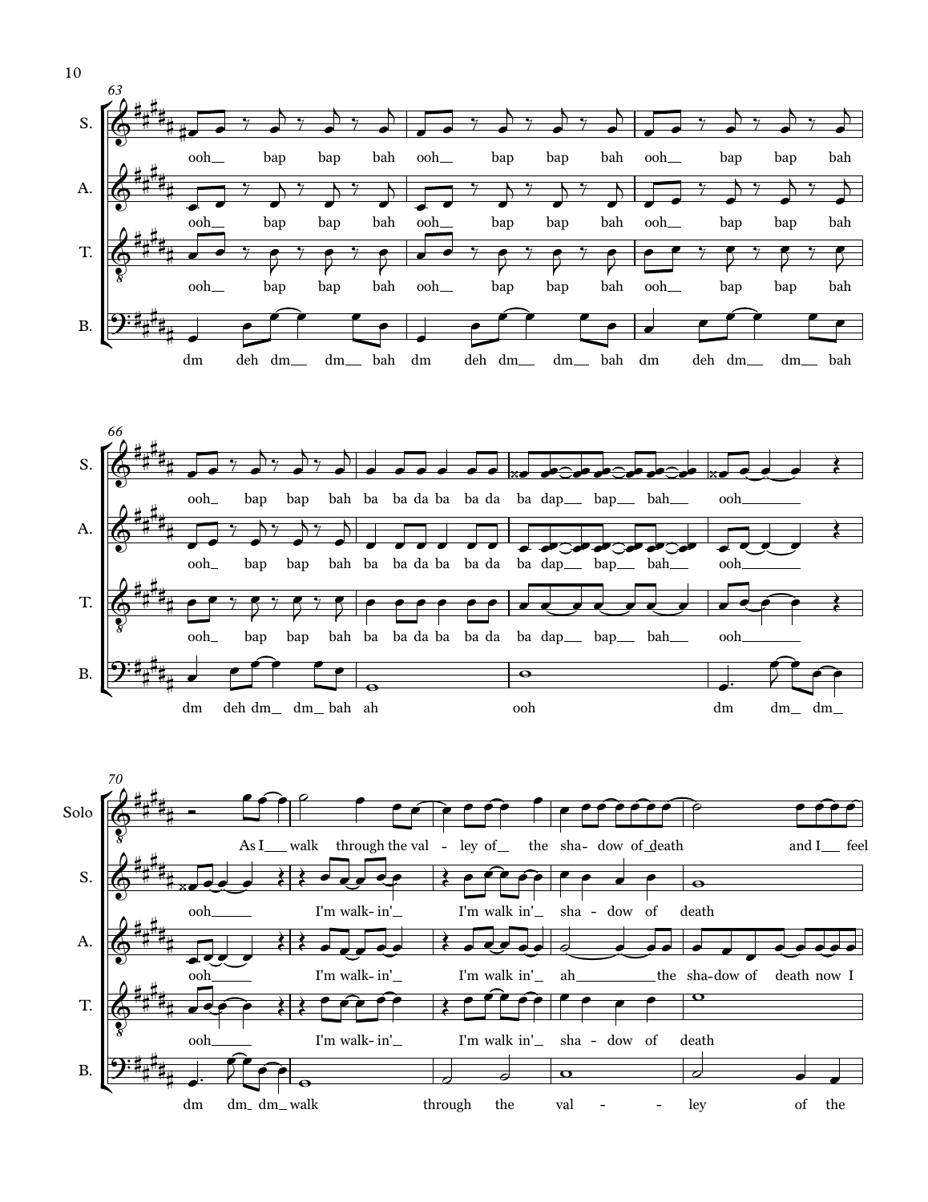63

S. ooh bap bap bah ooh bap bap bah ooh bap bap bah

A. ooh bap bap bah ooh bap bap bah ooh bap bap bah

T. ooh bap bap bah ooh bap bap bah ooh bap bap bah

B. dm deh dm dm bah dm deh dm dm bah dm deh dm dm bah

66

S. ooh bap bap bah ba ba da ba ba da ba dap bap bah ooh

A. ooh bap bap bah ba ba da ba ba da ba dap bap bah ooh

T. ooh bap bap bah ba ba da ba ba da ba dap bap bah ooh

B. dm deh dm dm bah ah ooh dm dm dm

70

Solo As I walk through the val - ley of the sha- dow of death and I feel

S. ooh I'm walk- in' I'm walk in' sha - dow of death

A. ooh I'm walk- in' I'm walk in' ah the sha-dow of death now I

T. ooh I'm walk- in' I'm walk in' sha - dow of death

B. dm dm dm walk through the val - - ley of the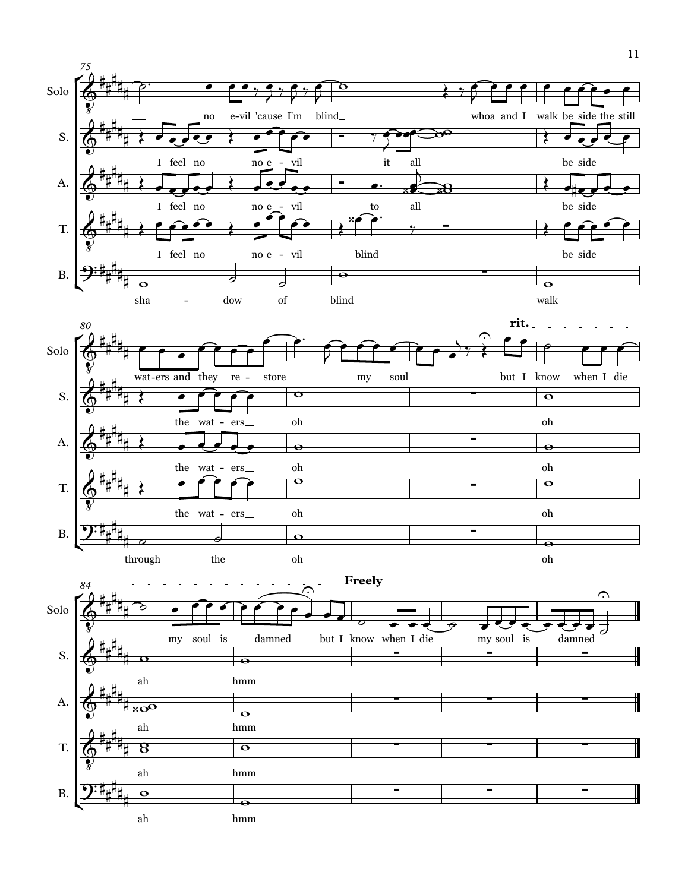**rit.**

**Freely**

Solo: no e-vil 'cause I'm blind whoa and I walk be side the still wat-ers and they re - store my soul but I know when I die my soul is damned but I know when I die my soul is damned

S.: I feel no no e - vil it all be side the wat - ers oh oh ah hmm

A.: I feel no no e - vil to all be side the wat - ers oh oh ah hmm

T.: I feel no no e - vil blind be side the wat - ers oh oh ah hmm

B.: sha - dow of blind walk through the oh oh ah hmm